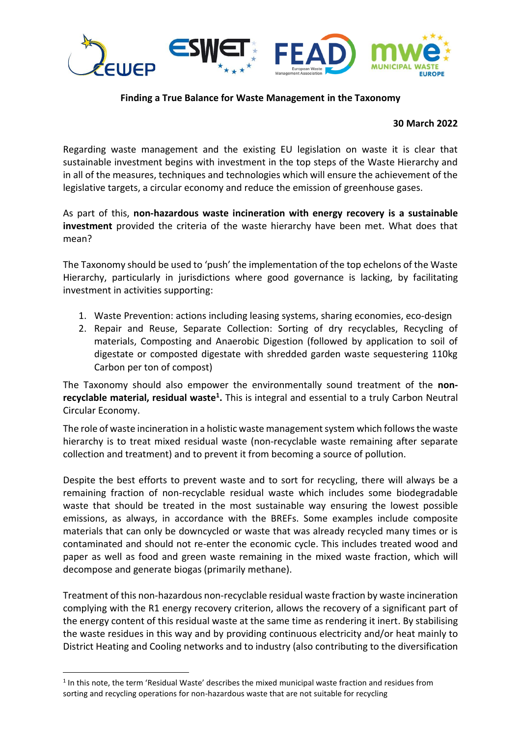**Finding a True Balance for Waste Management in the Taxonomy**

**30 March 2022**

Regarding waste management and the existing EU legislation on waste it is clear that sustainable investment begins with investment in the top steps of the Waste Hierarchy and in all of the measures, techniques and technologies which will ensure the achievement of the legislative targets, a circular economy and reduce the emission of greenhouse gases.

As part of this, **non-hazardous waste incineration with energy recovery is a sustainable investment** provided the criteria of the waste hierarchy have been met. What does that mean?

The Taxonomy should be used to 'push' the implementation of the top echelons of the Waste Hierarchy, particularly in jurisdictions where good governance is lacking, by facilitating investment in activities supporting:

1. Waste Prevention: actions including leasing systems, sharing economies, eco-design
2. Repair and Reuse, Separate Collection: Sorting of dry recyclables, Recycling of materials, Composting and Anaerobic Digestion (followed by application to soil of digestate or composted digestate with shredded garden waste sequestering 110kg Carbon per ton of compost)

The Taxonomy should also empower the environmentally sound treatment of the **non-recyclable material, residual waste[1].** This is integral and essential to a truly Carbon Neutral Circular Economy.

The role of waste incineration in a holistic waste management system which follows the waste hierarchy is to treat mixed residual waste (non-recyclable waste remaining after separate collection and treatment) and to prevent it from becoming a source of pollution.

Despite the best efforts to prevent waste and to sort for recycling, there will always be a remaining fraction of non-recyclable residual waste which includes some biodegradable waste that should be treated in the most sustainable way ensuring the lowest possible emissions, as always, in accordance with the BREFs. Some examples include composite materials that can only be downcycled or waste that was already recycled many times or is contaminated and should not re-enter the economic cycle. This includes treated wood and paper as well as food and green waste remaining in the mixed waste fraction, which will decompose and generate biogas (primarily methane).

Treatment of this non-hazardous non-recyclable residual waste fraction by waste incineration complying with the R1 energy recovery criterion, allows the recovery of a significant part of the energy content of this residual waste at the same time as rendering it inert. By stabilising the waste residues in this way and by providing continuous electricity and/or heat mainly to District Heating and Cooling networks and to industry (also contributing to the diversification

[1] In this note, the term 'Residual Waste' describes the mixed municipal waste fraction and residues from sorting and recycling operations for non-hazardous waste that are not suitable for recycling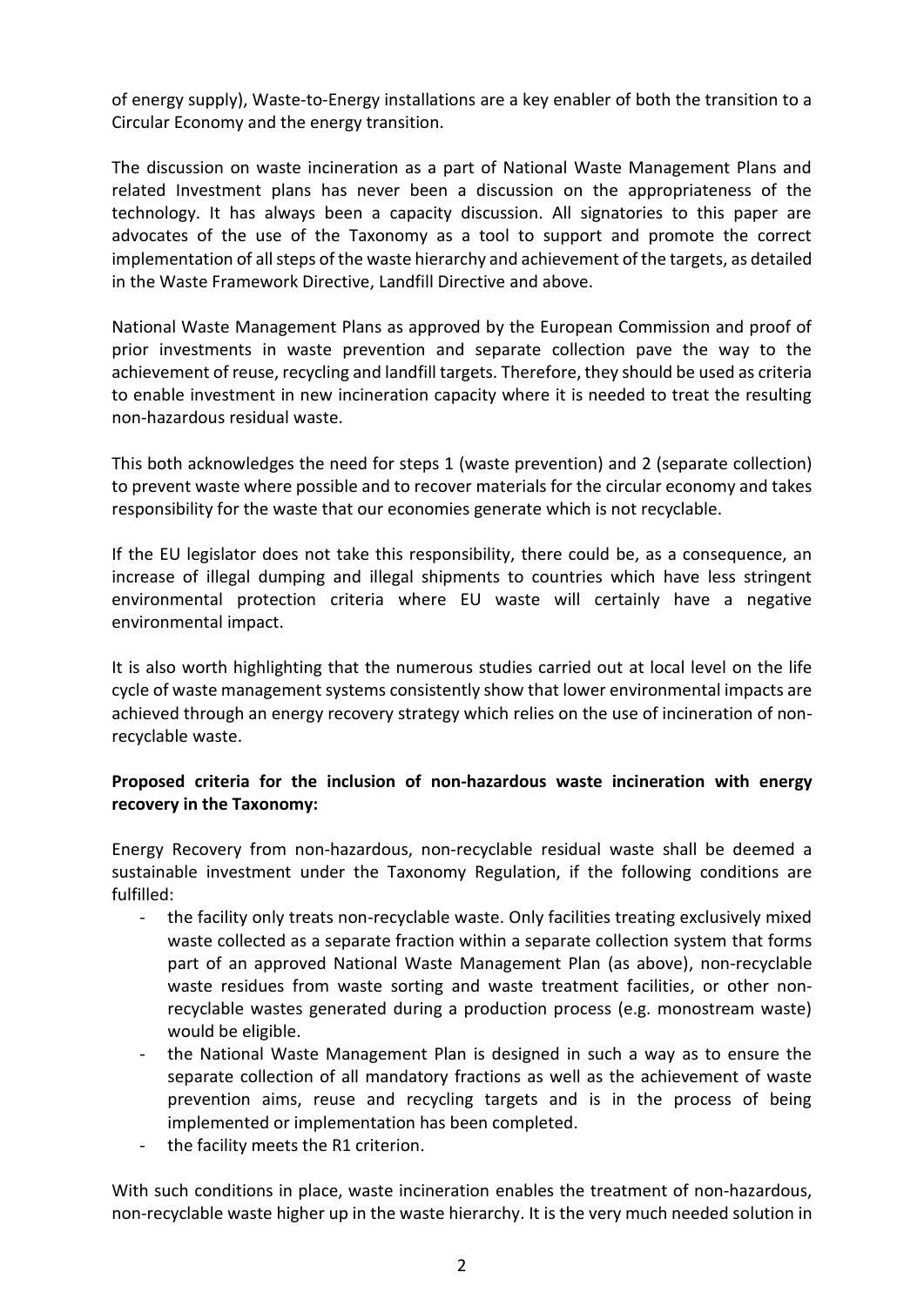of energy supply), Waste-to-Energy installations are a key enabler of both the transition to a Circular Economy and the energy transition.

The discussion on waste incineration as a part of National Waste Management Plans and related Investment plans has never been a discussion on the appropriateness of the technology. It has always been a capacity discussion. All signatories to this paper are advocates of the use of the Taxonomy as a tool to support and promote the correct implementation of all steps of the waste hierarchy and achievement of the targets, as detailed in the Waste Framework Directive, Landfill Directive and above.

National Waste Management Plans as approved by the European Commission and proof of prior investments in waste prevention and separate collection pave the way to the achievement of reuse, recycling and landfill targets. Therefore, they should be used as criteria to enable investment in new incineration capacity where it is needed to treat the resulting non-hazardous residual waste.

This both acknowledges the need for steps 1 (waste prevention) and 2 (separate collection) to prevent waste where possible and to recover materials for the circular economy and takes responsibility for the waste that our economies generate which is not recyclable.

If the EU legislator does not take this responsibility, there could be, as a consequence, an increase of illegal dumping and illegal shipments to countries which have less stringent environmental protection criteria where EU waste will certainly have a negative environmental impact.

It is also worth highlighting that the numerous studies carried out at local level on the life cycle of waste management systems consistently show that lower environmental impacts are achieved through an energy recovery strategy which relies on the use of incineration of non-recyclable waste.

**Proposed criteria for the inclusion of non-hazardous waste incineration with energy recovery in the Taxonomy:**

Energy Recovery from non-hazardous, non-recyclable residual waste shall be deemed a sustainable investment under the Taxonomy Regulation, if the following conditions are fulfilled:

- the facility only treats non-recyclable waste. Only facilities treating exclusively mixed waste collected as a separate fraction within a separate collection system that forms part of an approved National Waste Management Plan (as above), non-recyclable waste residues from waste sorting and waste treatment facilities, or other non-recyclable wastes generated during a production process (e.g. monostream waste) would be eligible.
- the National Waste Management Plan is designed in such a way as to ensure the separate collection of all mandatory fractions as well as the achievement of waste prevention aims, reuse and recycling targets and is in the process of being implemented or implementation has been completed.
- the facility meets the R1 criterion.

With such conditions in place, waste incineration enables the treatment of non-hazardous, non-recyclable waste higher up in the waste hierarchy. It is the very much needed solution in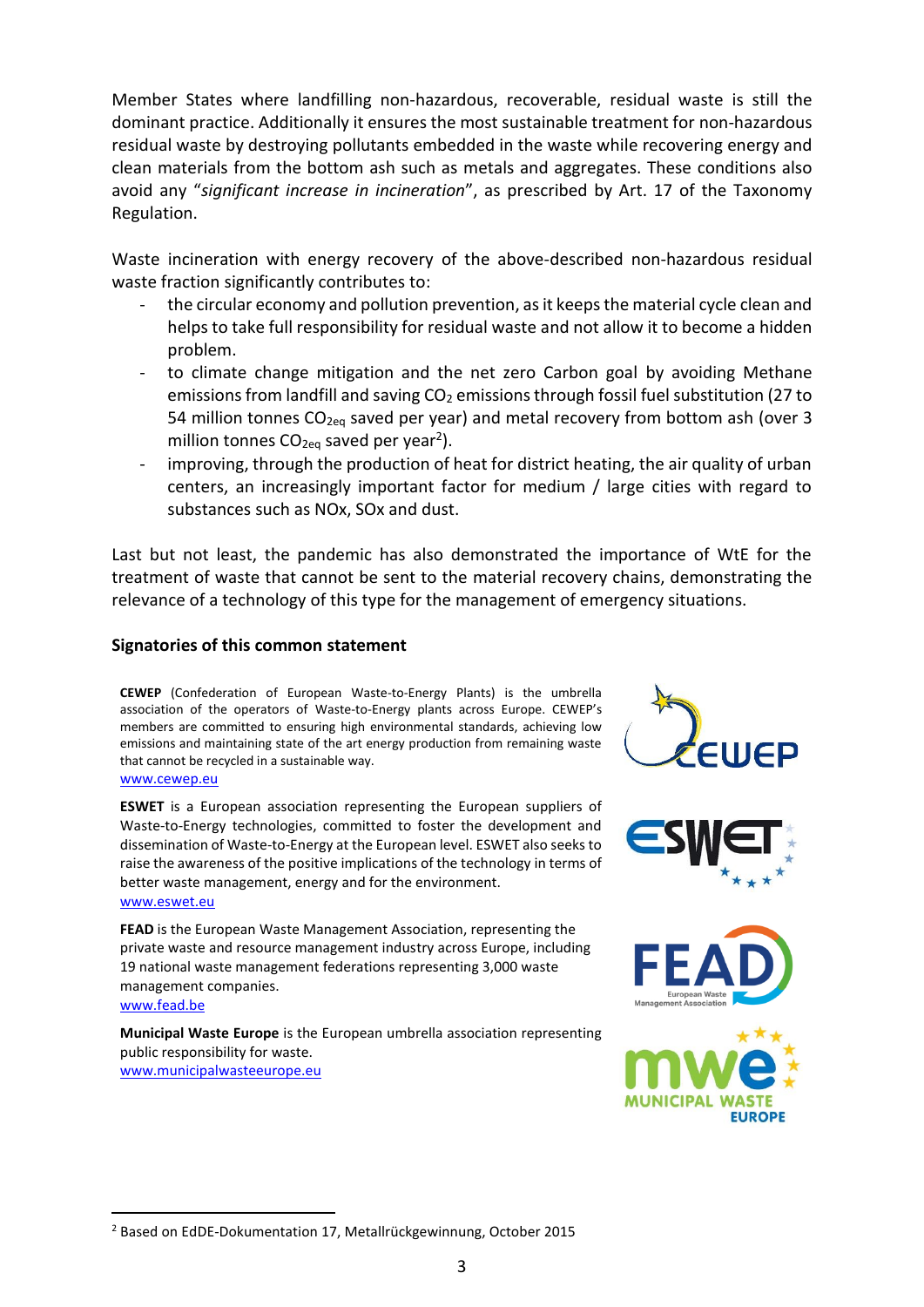Member States where landfilling non-hazardous, recoverable, residual waste is still the dominant practice. Additionally it ensures the most sustainable treatment for non-hazardous residual waste by destroying pollutants embedded in the waste while recovering energy and clean materials from the bottom ash such as metals and aggregates. These conditions also avoid any "*significant increase in incineration*", as prescribed by Art. 17 of the Taxonomy Regulation.

Waste incineration with energy recovery of the above-described non-hazardous residual waste fraction significantly contributes to:

- the circular economy and pollution prevention, as it keeps the material cycle clean and helps to take full responsibility for residual waste and not allow it to become a hidden problem.
- to climate change mitigation and the net zero Carbon goal by avoiding Methane emissions from landfill and saving $CO_2$ emissions through fossil fuel substitution (27 to 54 million tonnes $CO_{2eq}$ saved per year) and metal recovery from bottom ash (over 3 million tonnes $CO_{2eq}$ saved per year[2]).
- improving, through the production of heat for district heating, the air quality of urban centers, an increasingly important factor for medium / large cities with regard to substances such as NOx, SOx and dust.

Last but not least, the pandemic has also demonstrated the importance of WtE for the treatment of waste that cannot be sent to the material recovery chains, demonstrating the relevance of a technology of this type for the management of emergency situations.

### Signatories of this common statement

**CEWEP** (Confederation of European Waste-to-Energy Plants) is the umbrella association of the operators of Waste-to-Energy plants across Europe. CEWEP's members are committed to ensuring high environmental standards, achieving low emissions and maintaining state of the art energy production from remaining waste that cannot be recycled in a sustainable way.
www.cewep.eu

**ESWET** is a European association representing the European suppliers of Waste-to-Energy technologies, committed to foster the development and dissemination of Waste-to-Energy at the European level. ESWET also seeks to raise the awareness of the positive implications of the technology in terms of better waste management, energy and for the environment.
www.eswet.eu

**FEAD** is the European Waste Management Association, representing the private waste and resource management industry across Europe, including 19 national waste management federations representing 3,000 waste management companies.
www.fead.be

**Municipal Waste Europe** is the European umbrella association representing public responsibility for waste.
www.municipalwasteeurope.eu

[2] Based on EdDE-Dokumentation 17, Metallrückgewinnung, October 2015